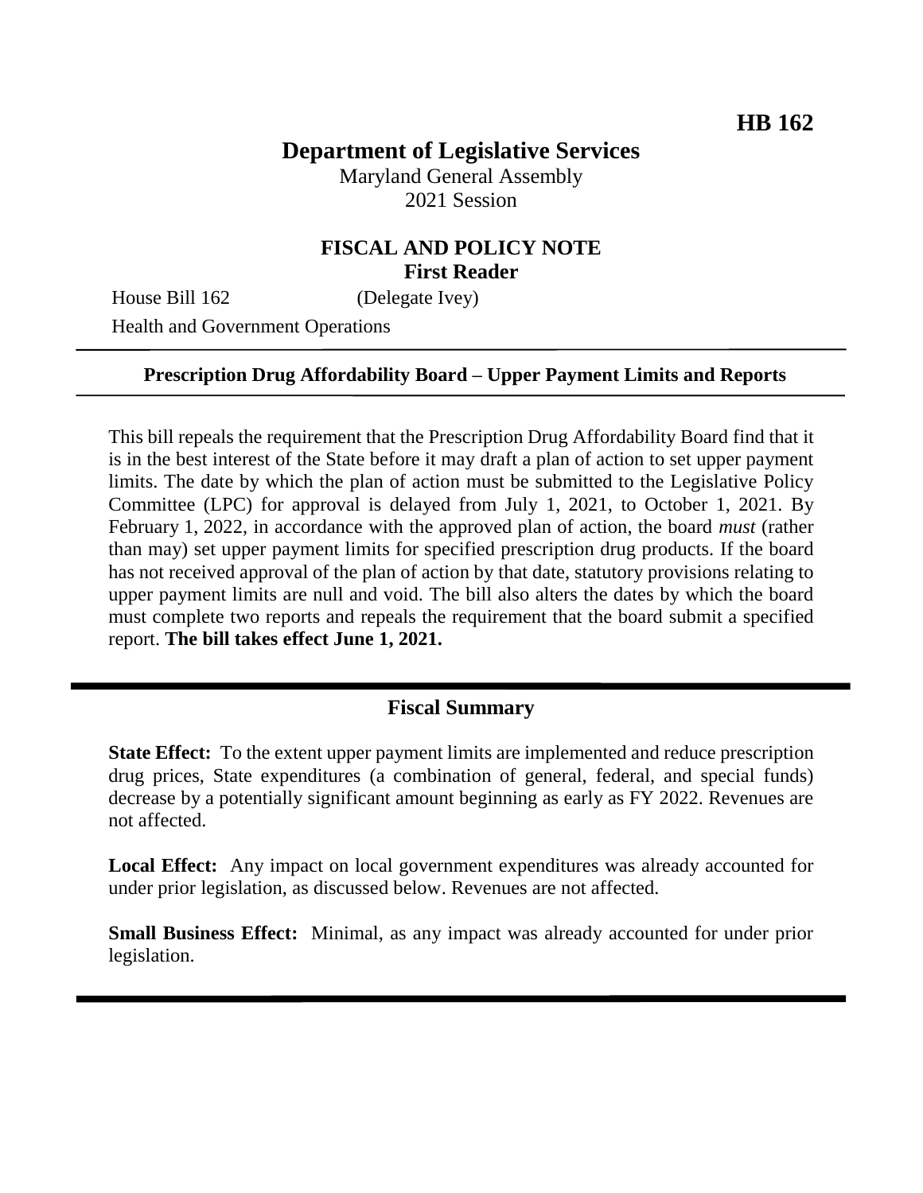HB 162

# Department of Legislative Services

Maryland General Assembly
2021 Session

## FISCAL AND POLICY NOTE
## First Reader

House Bill 162 (Delegate Ivey)
Health and Government Operations

---

**Prescription Drug Affordability Board – Upper Payment Limits and Reports**

---

This bill repeals the requirement that the Prescription Drug Affordability Board find that it is in the best interest of the State before it may draft a plan of action to set upper payment limits. The date by which the plan of action must be submitted to the Legislative Policy Committee (LPC) for approval is delayed from July 1, 2021, to October 1, 2021. By February 1, 2022, in accordance with the approved plan of action, the board *must* (rather than may) set upper payment limits for specified prescription drug products. If the board has not received approval of the plan of action by that date, statutory provisions relating to upper payment limits are null and void. The bill also alters the dates by which the board must complete two reports and repeals the requirement that the board submit a specified report. **The bill takes effect June 1, 2021.**

---

## Fiscal Summary

**State Effect:** To the extent upper payment limits are implemented and reduce prescription drug prices, State expenditures (a combination of general, federal, and special funds) decrease by a potentially significant amount beginning as early as FY 2022. Revenues are not affected.

**Local Effect:** Any impact on local government expenditures was already accounted for under prior legislation, as discussed below. Revenues are not affected.

**Small Business Effect:** Minimal, as any impact was already accounted for under prior legislation.

---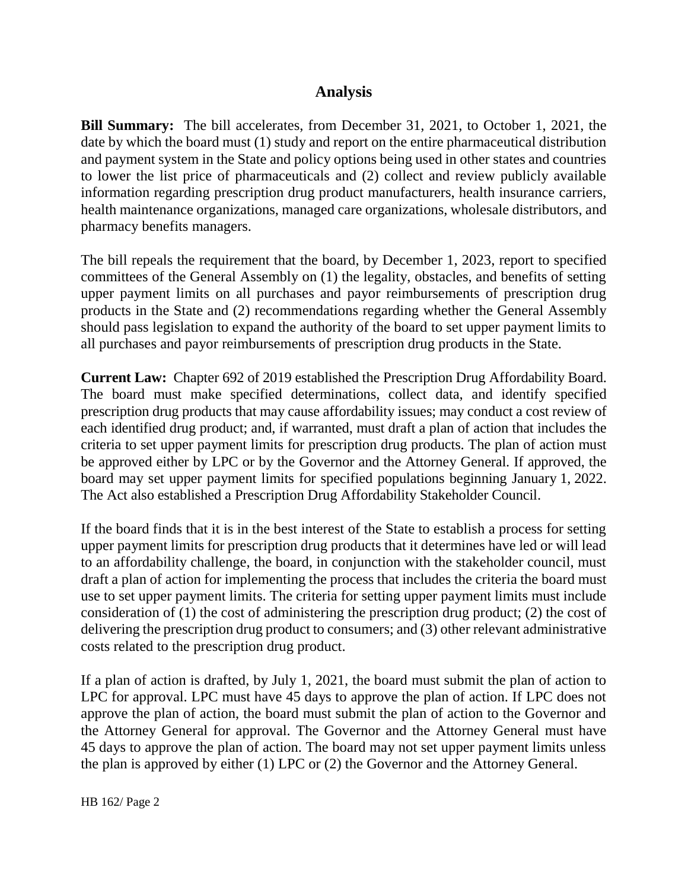## Analysis

**Bill Summary:** The bill accelerates, from December 31, 2021, to October 1, 2021, the date by which the board must (1) study and report on the entire pharmaceutical distribution and payment system in the State and policy options being used in other states and countries to lower the list price of pharmaceuticals and (2) collect and review publicly available information regarding prescription drug product manufacturers, health insurance carriers, health maintenance organizations, managed care organizations, wholesale distributors, and pharmacy benefits managers.

The bill repeals the requirement that the board, by December 1, 2023, report to specified committees of the General Assembly on (1) the legality, obstacles, and benefits of setting upper payment limits on all purchases and payor reimbursements of prescription drug products in the State and (2) recommendations regarding whether the General Assembly should pass legislation to expand the authority of the board to set upper payment limits to all purchases and payor reimbursements of prescription drug products in the State.

**Current Law:** Chapter 692 of 2019 established the Prescription Drug Affordability Board. The board must make specified determinations, collect data, and identify specified prescription drug products that may cause affordability issues; may conduct a cost review of each identified drug product; and, if warranted, must draft a plan of action that includes the criteria to set upper payment limits for prescription drug products. The plan of action must be approved either by LPC or by the Governor and the Attorney General. If approved, the board may set upper payment limits for specified populations beginning January 1, 2022. The Act also established a Prescription Drug Affordability Stakeholder Council.

If the board finds that it is in the best interest of the State to establish a process for setting upper payment limits for prescription drug products that it determines have led or will lead to an affordability challenge, the board, in conjunction with the stakeholder council, must draft a plan of action for implementing the process that includes the criteria the board must use to set upper payment limits. The criteria for setting upper payment limits must include consideration of (1) the cost of administering the prescription drug product; (2) the cost of delivering the prescription drug product to consumers; and (3) other relevant administrative costs related to the prescription drug product.

If a plan of action is drafted, by July 1, 2021, the board must submit the plan of action to LPC for approval. LPC must have 45 days to approve the plan of action. If LPC does not approve the plan of action, the board must submit the plan of action to the Governor and the Attorney General for approval. The Governor and the Attorney General must have 45 days to approve the plan of action. The board may not set upper payment limits unless the plan is approved by either (1) LPC or (2) the Governor and the Attorney General.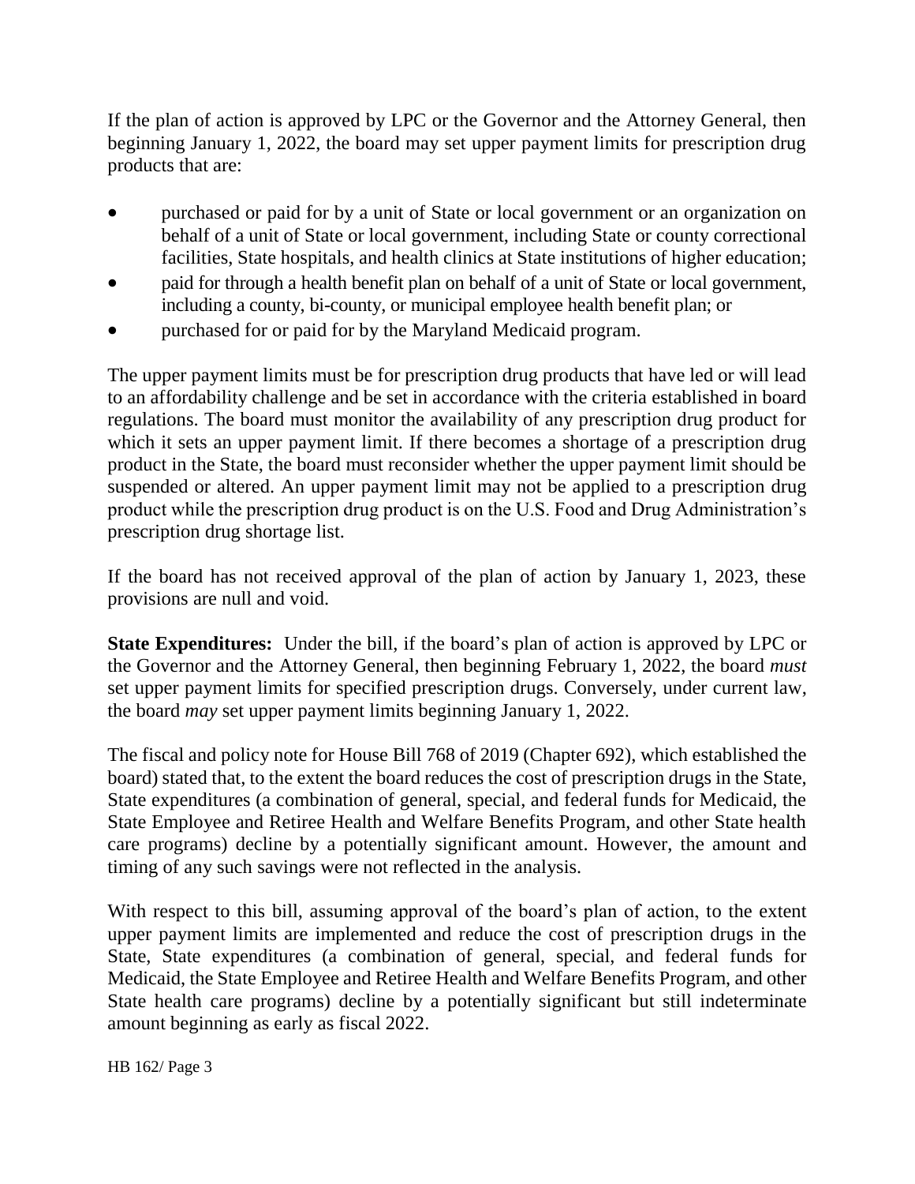If the plan of action is approved by LPC or the Governor and the Attorney General, then beginning January 1, 2022, the board may set upper payment limits for prescription drug products that are:

- purchased or paid for by a unit of State or local government or an organization on behalf of a unit of State or local government, including State or county correctional facilities, State hospitals, and health clinics at State institutions of higher education;
- paid for through a health benefit plan on behalf of a unit of State or local government, including a county, bi-county, or municipal employee health benefit plan; or
- purchased for or paid for by the Maryland Medicaid program.

The upper payment limits must be for prescription drug products that have led or will lead to an affordability challenge and be set in accordance with the criteria established in board regulations. The board must monitor the availability of any prescription drug product for which it sets an upper payment limit. If there becomes a shortage of a prescription drug product in the State, the board must reconsider whether the upper payment limit should be suspended or altered. An upper payment limit may not be applied to a prescription drug product while the prescription drug product is on the U.S. Food and Drug Administration's prescription drug shortage list.

If the board has not received approval of the plan of action by January 1, 2023, these provisions are null and void.

**State Expenditures:** Under the bill, if the board's plan of action is approved by LPC or the Governor and the Attorney General, then beginning February 1, 2022, the board *must* set upper payment limits for specified prescription drugs. Conversely, under current law, the board *may* set upper payment limits beginning January 1, 2022.

The fiscal and policy note for House Bill 768 of 2019 (Chapter 692), which established the board) stated that, to the extent the board reduces the cost of prescription drugs in the State, State expenditures (a combination of general, special, and federal funds for Medicaid, the State Employee and Retiree Health and Welfare Benefits Program, and other State health care programs) decline by a potentially significant amount. However, the amount and timing of any such savings were not reflected in the analysis.

With respect to this bill, assuming approval of the board's plan of action, to the extent upper payment limits are implemented and reduce the cost of prescription drugs in the State, State expenditures (a combination of general, special, and federal funds for Medicaid, the State Employee and Retiree Health and Welfare Benefits Program, and other State health care programs) decline by a potentially significant but still indeterminate amount beginning as early as fiscal 2022.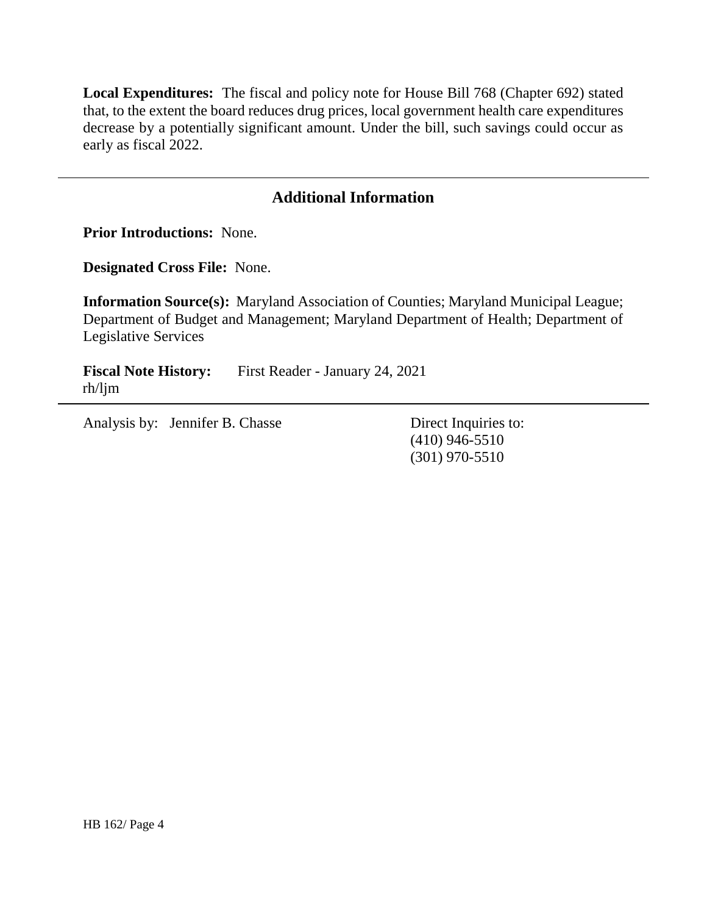**Local Expenditures:** The fiscal and policy note for House Bill 768 (Chapter 692) stated that, to the extent the board reduces drug prices, local government health care expenditures decrease by a potentially significant amount. Under the bill, such savings could occur as early as fiscal 2022.

---

## Additional Information

**Prior Introductions:** None.

**Designated Cross File:** None.

**Information Source(s):** Maryland Association of Counties; Maryland Municipal League; Department of Budget and Management; Maryland Department of Health; Department of Legislative Services

**Fiscal Note History:** First Reader - January 24, 2021
rh/ljm

---

Analysis by: Jennifer B. Chasse

Direct Inquiries to:
(410) 946-5510
(301) 970-5510